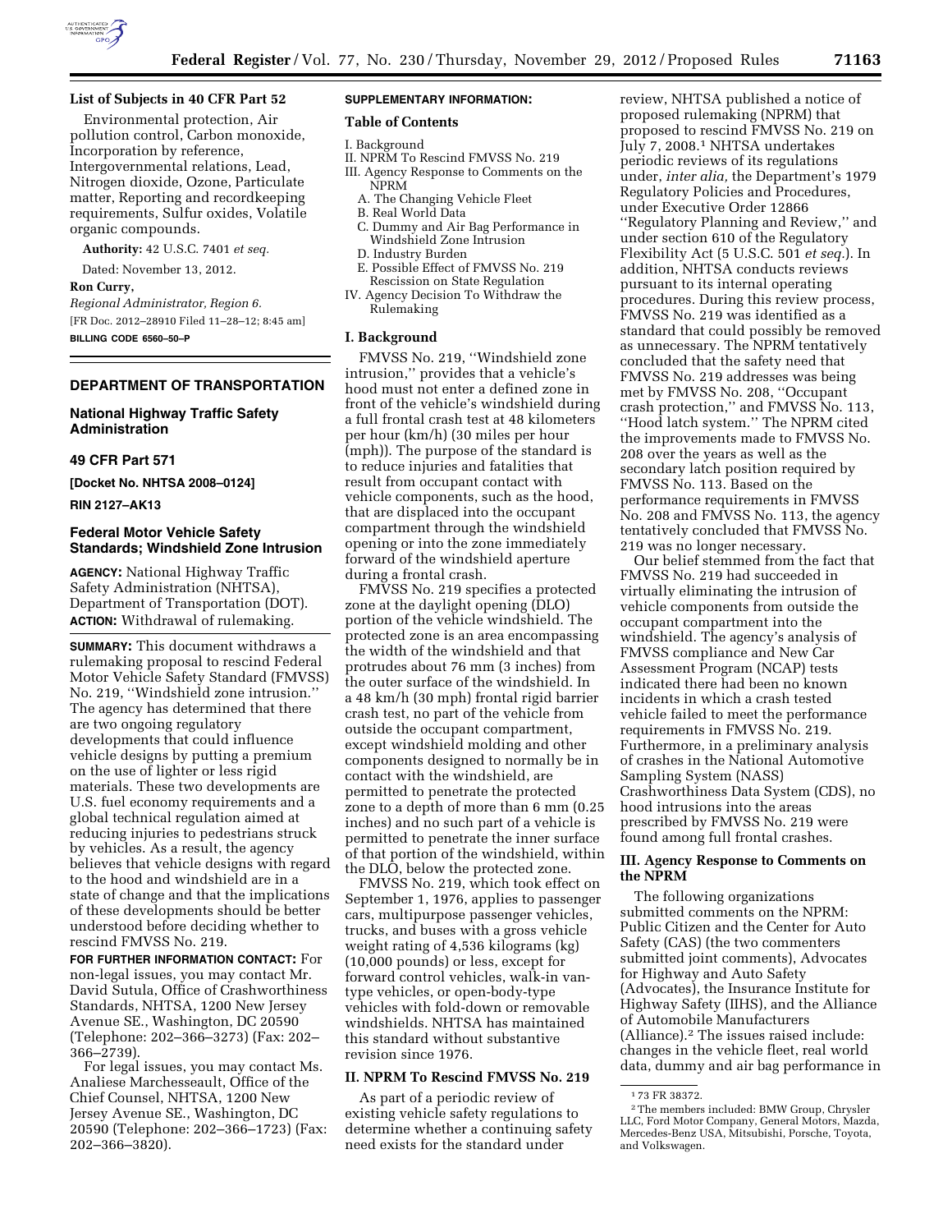### List of Subjects in 40 CFR Part 52

Environmental protection, Air pollution control, Carbon monoxide, Incorporation by reference, Intergovernmental relations, Lead, Nitrogen dioxide, Ozone, Particulate matter, Reporting and recordkeeping requirements, Sulfur oxides, Volatile organic compounds.

**Authority:** 42 U.S.C. 7401 *et seq.*

Dated: November 13, 2012.

**Ron Curry,**

*Regional Administrator, Region 6.*

[FR Doc. 2012–28910 Filed 11–28–12; 8:45 am]

**BILLING CODE 6560–50–P**

## DEPARTMENT OF TRANSPORTATION

### National Highway Traffic Safety Administration

### 49 CFR Part 571

**[Docket No. NHTSA 2008–0124]**

**RIN 2127–AK13**

### Federal Motor Vehicle Safety Standards; Windshield Zone Intrusion

**AGENCY:** National Highway Traffic Safety Administration (NHTSA), Department of Transportation (DOT).

**ACTION:** Withdrawal of rulemaking.

**SUMMARY:** This document withdraws a rulemaking proposal to rescind Federal Motor Vehicle Safety Standard (FMVSS) No. 219, ''Windshield zone intrusion.'' The agency has determined that there are two ongoing regulatory developments that could influence vehicle designs by putting a premium on the use of lighter or less rigid materials. These two developments are U.S. fuel economy requirements and a global technical regulation aimed at reducing injuries to pedestrians struck by vehicles. As a result, the agency believes that vehicle designs with regard to the hood and windshield are in a state of change and that the implications of these developments should be better understood before deciding whether to rescind FMVSS No. 219.

**FOR FURTHER INFORMATION CONTACT:** For non-legal issues, you may contact Mr. David Sutula, Office of Crashworthiness Standards, NHTSA, 1200 New Jersey Avenue SE., Washington, DC 20590 (Telephone: 202–366–3273) (Fax: 202–366–2739).

For legal issues, you may contact Ms. Analiese Marchesseault, Office of the Chief Counsel, NHTSA, 1200 New Jersey Avenue SE., Washington, DC 20590 (Telephone: 202–366–1723) (Fax: 202–366–3820).

**SUPPLEMENTARY INFORMATION:**

**Table of Contents**

I. Background
II. NPRM To Rescind FMVSS No. 219
III. Agency Response to Comments on the NPRM
  A. The Changing Vehicle Fleet
  B. Real World Data
  C. Dummy and Air Bag Performance in Windshield Zone Intrusion
  D. Industry Burden
  E. Possible Effect of FMVSS No. 219 Rescission on State Regulation
IV. Agency Decision To Withdraw the Rulemaking

## I. Background

FMVSS No. 219, ''Windshield zone intrusion,'' provides that a vehicle's hood must not enter a defined zone in front of the vehicle's windshield during a full frontal crash test at 48 kilometers per hour (km/h) (30 miles per hour (mph)). The purpose of the standard is to reduce injuries and fatalities that result from occupant contact with vehicle components, such as the hood, that are displaced into the occupant compartment through the windshield opening or into the zone immediately forward of the windshield aperture during a frontal crash.

FMVSS No. 219 specifies a protected zone at the daylight opening (DLO) portion of the vehicle windshield. The protected zone is an area encompassing the width of the windshield and that protrudes about 76 mm (3 inches) from the outer surface of the windshield. In a 48 km/h (30 mph) frontal rigid barrier crash test, no part of the vehicle from outside the occupant compartment, except windshield molding and other components designed to normally be in contact with the windshield, are permitted to penetrate the protected zone to a depth of more than 6 mm (0.25 inches) and no such part of a vehicle is permitted to penetrate the inner surface of that portion of the windshield, within the DLO, below the protected zone.

FMVSS No. 219, which took effect on September 1, 1976, applies to passenger cars, multipurpose passenger vehicles, trucks, and buses with a gross vehicle weight rating of 4,536 kilograms (kg) (10,000 pounds) or less, except for forward control vehicles, walk-in van-type vehicles, or open-body-type vehicles with fold-down or removable windshields. NHTSA has maintained this standard without substantive revision since 1976.

## II. NPRM To Rescind FMVSS No. 219

As part of a periodic review of existing vehicle safety regulations to determine whether a continuing safety need exists for the standard under review, NHTSA published a notice of proposed rulemaking (NPRM) that proposed to rescind FMVSS No. 219 on July 7, 2008.[1] NHTSA undertakes periodic reviews of its regulations under, *inter alia,* the Department's 1979 Regulatory Policies and Procedures, under Executive Order 12866 ''Regulatory Planning and Review,'' and under section 610 of the Regulatory Flexibility Act (5 U.S.C. 501 *et seq.*). In addition, NHTSA conducts reviews pursuant to its internal operating procedures. During this review process, FMVSS No. 219 was identified as a standard that could possibly be removed as unnecessary. The NPRM tentatively concluded that the safety need that FMVSS No. 219 addresses was being met by FMVSS No. 208, ''Occupant crash protection,'' and FMVSS No. 113, ''Hood latch system.'' The NPRM cited the improvements made to FMVSS No. 208 over the years as well as the secondary latch position required by FMVSS No. 113. Based on the performance requirements in FMVSS No. 208 and FMVSS No. 113, the agency tentatively concluded that FMVSS No. 219 was no longer necessary.

Our belief stemmed from the fact that FMVSS No. 219 had succeeded in virtually eliminating the intrusion of vehicle components from outside the occupant compartment into the windshield. The agency's analysis of FMVSS compliance and New Car Assessment Program (NCAP) tests indicated there had been no known incidents in which a crash tested vehicle failed to meet the performance requirements in FMVSS No. 219. Furthermore, in a preliminary analysis of crashes in the National Automotive Sampling System (NASS) Crashworthiness Data System (CDS), no hood intrusions into the areas prescribed by FMVSS No. 219 were found among full frontal crashes.

## III. Agency Response to Comments on the NPRM

The following organizations submitted comments on the NPRM: Public Citizen and the Center for Auto Safety (CAS) (the two commenters submitted joint comments), Advocates for Highway and Auto Safety (Advocates), the Insurance Institute for Highway Safety (IIHS), and the Alliance of Automobile Manufacturers (Alliance).[2] The issues raised include: changes in the vehicle fleet, real world data, dummy and air bag performance in

[1] 73 FR 38372.

[2] The members included: BMW Group, Chrysler LLC, Ford Motor Company, General Motors, Mazda, Mercedes-Benz USA, Mitsubishi, Porsche, Toyota, and Volkswagen.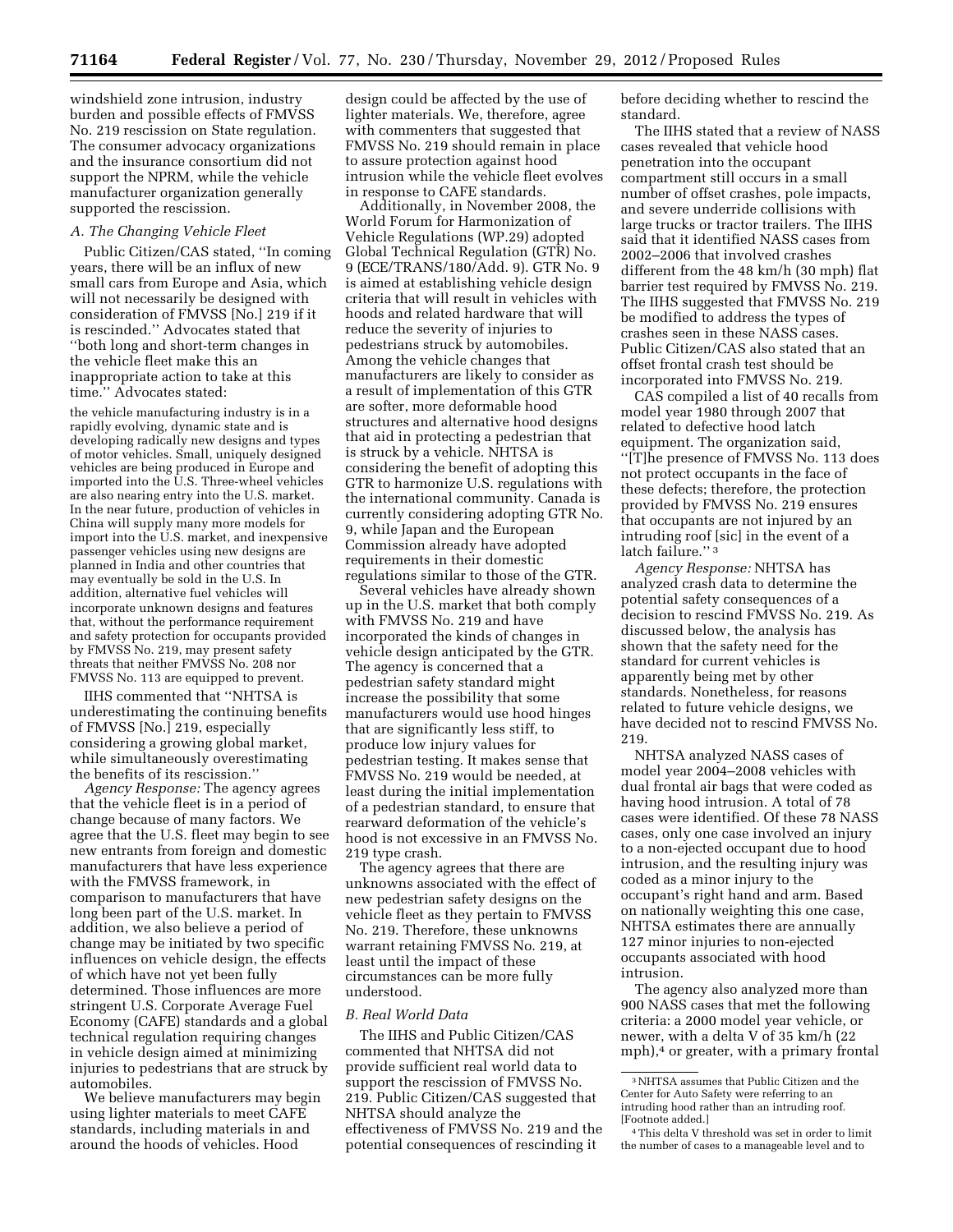windshield zone intrusion, industry burden and possible effects of FMVSS No. 219 rescission on State regulation. The consumer advocacy organizations and the insurance consortium did not support the NPRM, while the vehicle manufacturer organization generally supported the rescission.

### *A. The Changing Vehicle Fleet*

Public Citizen/CAS stated, ''In coming years, there will be an influx of new small cars from Europe and Asia, which will not necessarily be designed with consideration of FMVSS [No.] 219 if it is rescinded.'' Advocates stated that ''both long and short-term changes in the vehicle fleet make this an inappropriate action to take at this time.'' Advocates stated:

> the vehicle manufacturing industry is in a rapidly evolving, dynamic state and is developing radically new designs and types of motor vehicles. Small, uniquely designed vehicles are being produced in Europe and imported into the U.S. Three-wheel vehicles are also nearing entry into the U.S. market. In the near future, production of vehicles in China will supply many more models for import into the U.S. market, and inexpensive passenger vehicles using new designs are planned in India and other countries that may eventually be sold in the U.S. In addition, alternative fuel vehicles will incorporate unknown designs and features that, without the performance requirement and safety protection for occupants provided by FMVSS No. 219, may present safety threats that neither FMVSS No. 208 nor FMVSS No. 113 are equipped to prevent.

IIHS commented that ''NHTSA is underestimating the continuing benefits of FMVSS [No.] 219, especially considering a growing global market, while simultaneously overestimating the benefits of its rescission.''

*Agency Response:* The agency agrees that the vehicle fleet is in a period of change because of many factors. We agree that the U.S. fleet may begin to see new entrants from foreign and domestic manufacturers that have less experience with the FMVSS framework, in comparison to manufacturers that have long been part of the U.S. market. In addition, we also believe a period of change may be initiated by two specific influences on vehicle design, the effects of which have not yet been fully determined. Those influences are more stringent U.S. Corporate Average Fuel Economy (CAFE) standards and a global technical regulation requiring changes in vehicle design aimed at minimizing injuries to pedestrians that are struck by automobiles.

We believe manufacturers may begin using lighter materials to meet CAFE standards, including materials in and around the hoods of vehicles. Hood design could be affected by the use of lighter materials. We, therefore, agree with commenters that suggested that FMVSS No. 219 should remain in place to assure protection against hood intrusion while the vehicle fleet evolves in response to CAFE standards.

Additionally, in November 2008, the World Forum for Harmonization of Vehicle Regulations (WP.29) adopted Global Technical Regulation (GTR) No. 9 (ECE/TRANS/180/Add. 9). GTR No. 9 is aimed at establishing vehicle design criteria that will result in vehicles with hoods and related hardware that will reduce the severity of injuries to pedestrians struck by automobiles. Among the vehicle changes that manufacturers are likely to consider as a result of implementation of this GTR are softer, more deformable hood structures and alternative hood designs that aid in protecting a pedestrian that is struck by a vehicle. NHTSA is considering the benefit of adopting this GTR to harmonize U.S. regulations with the international community. Canada is currently considering adopting GTR No. 9, while Japan and the European Commission already have adopted requirements in their domestic regulations similar to those of the GTR.

Several vehicles have already shown up in the U.S. market that both comply with FMVSS No. 219 and have incorporated the kinds of changes in vehicle design anticipated by the GTR. The agency is concerned that a pedestrian safety standard might increase the possibility that some manufacturers would use hood hinges that are significantly less stiff, to produce low injury values for pedestrian testing. It makes sense that FMVSS No. 219 would be needed, at least during the initial implementation of a pedestrian standard, to ensure that rearward deformation of the vehicle's hood is not excessive in an FMVSS No. 219 type crash.

The agency agrees that there are unknowns associated with the effect of new pedestrian safety designs on the vehicle fleet as they pertain to FMVSS No. 219. Therefore, these unknowns warrant retaining FMVSS No. 219, at least until the impact of these circumstances can be more fully understood.

### *B. Real World Data*

The IIHS and Public Citizen/CAS commented that NHTSA did not provide sufficient real world data to support the rescission of FMVSS No. 219. Public Citizen/CAS suggested that NHTSA should analyze the effectiveness of FMVSS No. 219 and the potential consequences of rescinding it before deciding whether to rescind the standard.

The IIHS stated that a review of NASS cases revealed that vehicle hood penetration into the occupant compartment still occurs in a small number of offset crashes, pole impacts, and severe underride collisions with large trucks or tractor trailers. The IIHS said that it identified NASS cases from 2002–2006 that involved crashes different from the 48 km/h (30 mph) flat barrier test required by FMVSS No. 219. The IIHS suggested that FMVSS No. 219 be modified to address the types of crashes seen in these NASS cases. Public Citizen/CAS also stated that an offset frontal crash test should be incorporated into FMVSS No. 219.

CAS compiled a list of 40 recalls from model year 1980 through 2007 that related to defective hood latch equipment. The organization said, ''[T]he presence of FMVSS No. 113 does not protect occupants in the face of these defects; therefore, the protection provided by FMVSS No. 219 ensures that occupants are not injured by an intruding roof [sic] in the event of a latch failure.'' [3]

*Agency Response:* NHTSA has analyzed crash data to determine the potential safety consequences of a decision to rescind FMVSS No. 219. As discussed below, the analysis has shown that the safety need for the standard for current vehicles is apparently being met by other standards. Nonetheless, for reasons related to future vehicle designs, we have decided not to rescind FMVSS No. 219.

NHTSA analyzed NASS cases of model year 2004–2008 vehicles with dual frontal air bags that were coded as having hood intrusion. A total of 78 cases were identified. Of these 78 NASS cases, only one case involved an injury to a non-ejected occupant due to hood intrusion, and the resulting injury was coded as a minor injury to the occupant's right hand and arm. Based on nationally weighting this one case, NHTSA estimates there are annually 127 minor injuries to non-ejected occupants associated with hood intrusion.

The agency also analyzed more than 900 NASS cases that met the following criteria: a 2000 model year vehicle, or newer, with a delta V of 35 km/h (22 mph),[4] or greater, with a primary frontal

---

[3] NHTSA assumes that Public Citizen and the Center for Auto Safety were referring to an intruding hood rather than an intruding roof. [Footnote added.]

[4] This delta V threshold was set in order to limit the number of cases to a manageable level and to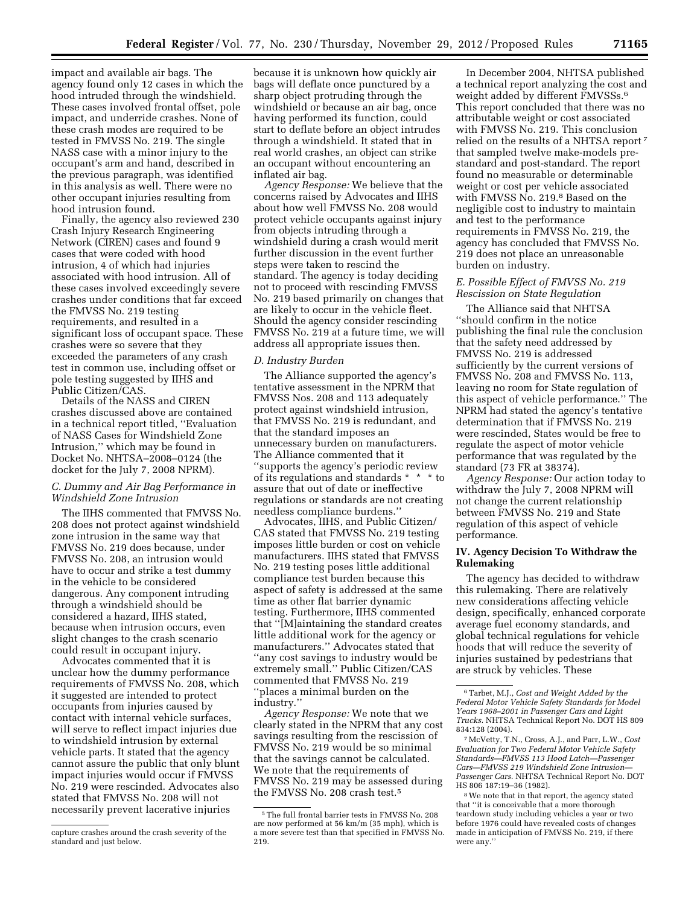impact and available air bags. The agency found only 12 cases in which the hood intruded through the windshield. These cases involved frontal offset, pole impact, and underride crashes. None of these crash modes are required to be tested in FMVSS No. 219. The single NASS case with a minor injury to the occupant's arm and hand, described in the previous paragraph, was identified in this analysis as well. There were no other occupant injuries resulting from hood intrusion found.

Finally, the agency also reviewed 230 Crash Injury Research Engineering Network (CIREN) cases and found 9 cases that were coded with hood intrusion, 4 of which had injuries associated with hood intrusion. All of these cases involved exceedingly severe crashes under conditions that far exceed the FMVSS No. 219 testing requirements, and resulted in a significant loss of occupant space. These crashes were so severe that they exceeded the parameters of any crash test in common use, including offset or pole testing suggested by IIHS and Public Citizen/CAS.

Details of the NASS and CIREN crashes discussed above are contained in a technical report titled, ''Evaluation of NASS Cases for Windshield Zone Intrusion,'' which may be found in Docket No. NHTSA–2008–0124 (the docket for the July 7, 2008 NPRM).

### C. Dummy and Air Bag Performance in Windshield Zone Intrusion

The IIHS commented that FMVSS No. 208 does not protect against windshield zone intrusion in the same way that FMVSS No. 219 does because, under FMVSS No. 208, an intrusion would have to occur and strike a test dummy in the vehicle to be considered dangerous. Any component intruding through a windshield should be considered a hazard, IIHS stated, because when intrusion occurs, even slight changes to the crash scenario could result in occupant injury.

Advocates commented that it is unclear how the dummy performance requirements of FMVSS No. 208, which it suggested are intended to protect occupants from injuries caused by contact with internal vehicle surfaces, will serve to reflect impact injuries due to windshield intrusion by external vehicle parts. It stated that the agency cannot assure the public that only blunt impact injuries would occur if FMVSS No. 219 were rescinded. Advocates also stated that FMVSS No. 208 will not necessarily prevent lacerative injuries because it is unknown how quickly air bags will deflate once punctured by a sharp object protruding through the windshield or because an air bag, once having performed its function, could start to deflate before an object intrudes through a windshield. It stated that in real world crashes, an object can strike an occupant without encountering an inflated air bag.

*Agency Response:* We believe that the concerns raised by Advocates and IIHS about how well FMVSS No. 208 would protect vehicle occupants against injury from objects intruding through a windshield during a crash would merit further discussion in the event further steps were taken to rescind the standard. The agency is today deciding not to proceed with rescinding FMVSS No. 219 based primarily on changes that are likely to occur in the vehicle fleet. Should the agency consider rescinding FMVSS No. 219 at a future time, we will address all appropriate issues then.

### D. Industry Burden

The Alliance supported the agency's tentative assessment in the NPRM that FMVSS Nos. 208 and 113 adequately protect against windshield intrusion, that FMVSS No. 219 is redundant, and that the standard imposes an unnecessary burden on manufacturers. The Alliance commented that it ''supports the agency's periodic review of its regulations and standards * * * to assure that out of date or ineffective regulations or standards are not creating needless compliance burdens.''

Advocates, IIHS, and Public Citizen/CAS stated that FMVSS No. 219 testing imposes little burden or cost on vehicle manufacturers. IIHS stated that FMVSS No. 219 testing poses little additional compliance test burden because this aspect of safety is addressed at the same time as other flat barrier dynamic testing. Furthermore, IIHS commented that ''[M]aintaining the standard creates little additional work for the agency or manufacturers.'' Advocates stated that ''any cost savings to industry would be extremely small.'' Public Citizen/CAS commented that FMVSS No. 219 ''places a minimal burden on the industry.''

*Agency Response:* We note that we clearly stated in the NPRM that any cost savings resulting from the rescission of FMVSS No. 219 would be so minimal that the savings cannot be calculated. We note that the requirements of FMVSS No. 219 may be assessed during the FMVSS No. 208 crash test.[5]

In December 2004, NHTSA published a technical report analyzing the cost and weight added by different FMVSSs.[6] This report concluded that there was no attributable weight or cost associated with FMVSS No. 219. This conclusion relied on the results of a NHTSA report[7] that sampled twelve make-models pre-standard and post-standard. The report found no measurable or determinable weight or cost per vehicle associated with FMVSS No. 219.[8] Based on the negligible cost to industry to maintain and test to the performance requirements in FMVSS No. 219, the agency has concluded that FMVSS No. 219 does not place an unreasonable burden on industry.

### E. Possible Effect of FMVSS No. 219 Rescission on State Regulation

The Alliance said that NHTSA ''should confirm in the notice publishing the final rule the conclusion that the safety need addressed by FMVSS No. 219 is addressed sufficiently by the current versions of FMVSS No. 208 and FMVSS No. 113, leaving no room for State regulation of this aspect of vehicle performance.'' The NPRM had stated the agency's tentative determination that if FMVSS No. 219 were rescinded, States would be free to regulate the aspect of motor vehicle performance that was regulated by the standard (73 FR at 38374).

*Agency Response:* Our action today to withdraw the July 7, 2008 NPRM will not change the current relationship between FMVSS No. 219 and State regulation of this aspect of vehicle performance.

## IV. Agency Decision To Withdraw the Rulemaking

The agency has decided to withdraw this rulemaking. There are relatively new considerations affecting vehicle design, specifically, enhanced corporate average fuel economy standards, and global technical regulations for vehicle hoods that will reduce the severity of injuries sustained by pedestrians that are struck by vehicles. These

---

capture crashes around the crash severity of the standard and just below.

[5] The full frontal barrier tests in FMVSS No. 208 are now performed at 56 km/m (35 mph), which is a more severe test than that specified in FMVSS No. 219.

[6] Tarbet, M.J., *Cost and Weight Added by the Federal Motor Vehicle Safety Standards for Model Years 1968–2001 in Passenger Cars and Light Trucks.* NHTSA Technical Report No. DOT HS 809 834:128 (2004).

[7] McVetty, T.N., Cross, A.J., and Parr, L.W., *Cost Evaluation for Two Federal Motor Vehicle Safety Standards—FMVSS 113 Hood Latch—Passenger Cars—FMVSS 219 Windshield Zone Intrusion—Passenger Cars.* NHTSA Technical Report No. DOT HS 806 187:19–36 (1982).

[8] We note that in that report, the agency stated that ''it is conceivable that a more thorough teardown study including vehicles a year or two before 1976 could have revealed costs of changes made in anticipation of FMVSS No. 219, if there were any.''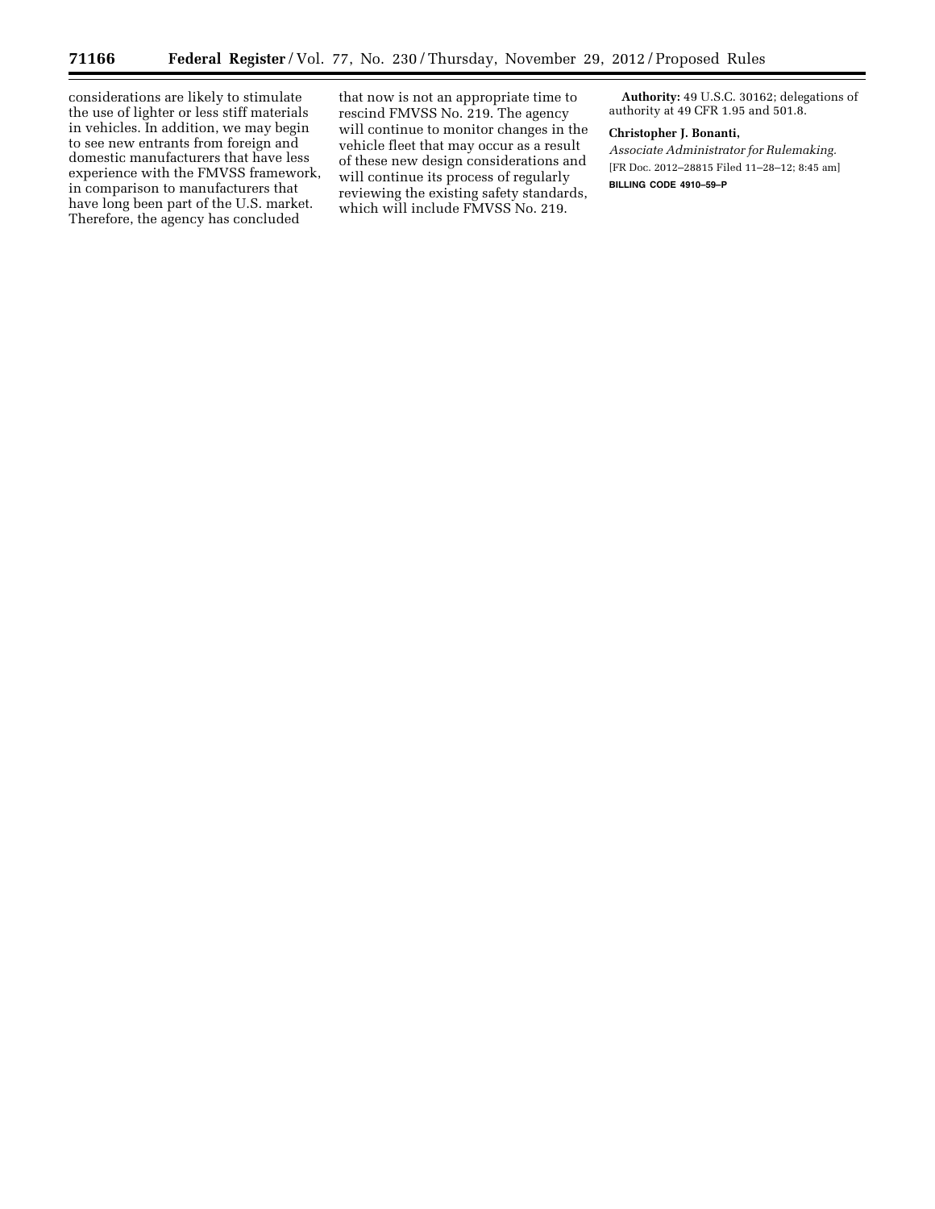considerations are likely to stimulate the use of lighter or less stiff materials in vehicles. In addition, we may begin to see new entrants from foreign and domestic manufacturers that have less experience with the FMVSS framework, in comparison to manufacturers that have long been part of the U.S. market. Therefore, the agency has concluded that now is not an appropriate time to rescind FMVSS No. 219. The agency will continue to monitor changes in the vehicle fleet that may occur as a result of these new design considerations and will continue its process of regularly reviewing the existing safety standards, which will include FMVSS No. 219.

**Authority:** 49 U.S.C. 30162; delegations of authority at 49 CFR 1.95 and 501.8.

**Christopher J. Bonanti,**

*Associate Administrator for Rulemaking.*

[FR Doc. 2012–28815 Filed 11–28–12; 8:45 am]

**BILLING CODE 4910–59–P**